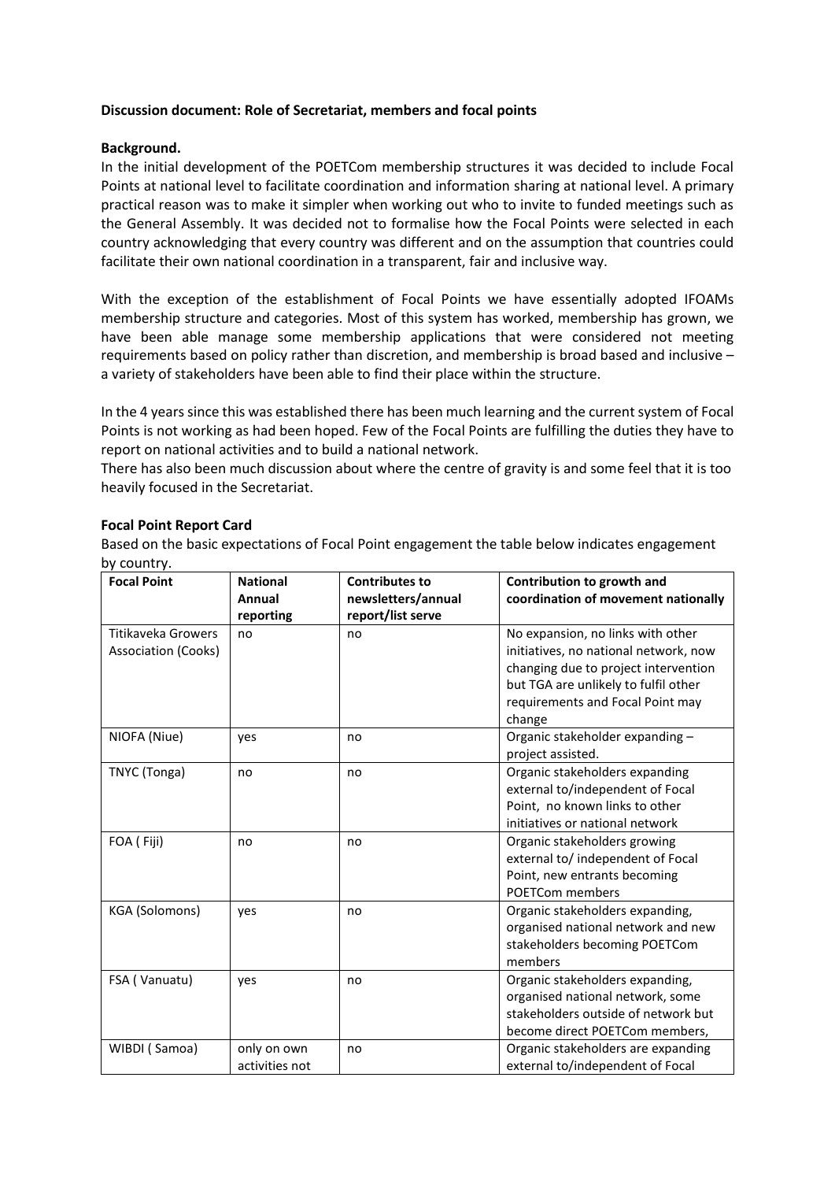**Discussion document: Role of Secretariat, members and focal points**

**Background.**

In the initial development of the POETCom membership structures it was decided to include Focal Points at national level to facilitate coordination and information sharing at national level. A primary practical reason was to make it simpler when working out who to invite to funded meetings such as the General Assembly. It was decided not to formalise how the Focal Points were selected in each country acknowledging that every country was different and on the assumption that countries could facilitate their own national coordination in a transparent, fair and inclusive way.

With the exception of the establishment of Focal Points we have essentially adopted IFOAMs membership structure and categories. Most of this system has worked, membership has grown, we have been able manage some membership applications that were considered not meeting requirements based on policy rather than discretion, and membership is broad based and inclusive – a variety of stakeholders have been able to find their place within the structure.

In the 4 years since this was established there has been much learning and the current system of Focal Points is not working as had been hoped. Few of the Focal Points are fulfilling the duties they have to report on national activities and to build a national network.

There has also been much discussion about where the centre of gravity is and some feel that it is too heavily focused in the Secretariat.

**Focal Point Report Card**

Based on the basic expectations of Focal Point engagement the table below indicates engagement by country.

| Focal Point | National Annual reporting | Contributes to newsletters/annual report/list serve | Contribution to growth and coordination of movement nationally |
|---|---|---|---|
| Titikaveka Growers Association (Cooks) | no | no | No expansion, no links with other initiatives, no national network, now changing due to project intervention but TGA are unlikely to fulfil other requirements and Focal Point may change |
| NIOFA (Niue) | yes | no | Organic stakeholder expanding – project assisted. |
| TNYC (Tonga) | no | no | Organic stakeholders expanding external to/independent of Focal Point, no known links to other initiatives or national network |
| FOA ( Fiji) | no | no | Organic stakeholders growing external to/ independent of Focal Point, new entrants becoming POETCom members |
| KGA (Solomons) | yes | no | Organic stakeholders expanding, organised national network and new stakeholders becoming POETCom members |
| FSA ( Vanuatu) | yes | no | Organic stakeholders expanding, organised national network, some stakeholders outside of network but become direct POETCom members, |
| WIBDI ( Samoa) | only on own activities not | no | Organic stakeholders are expanding external to/independent of Focal |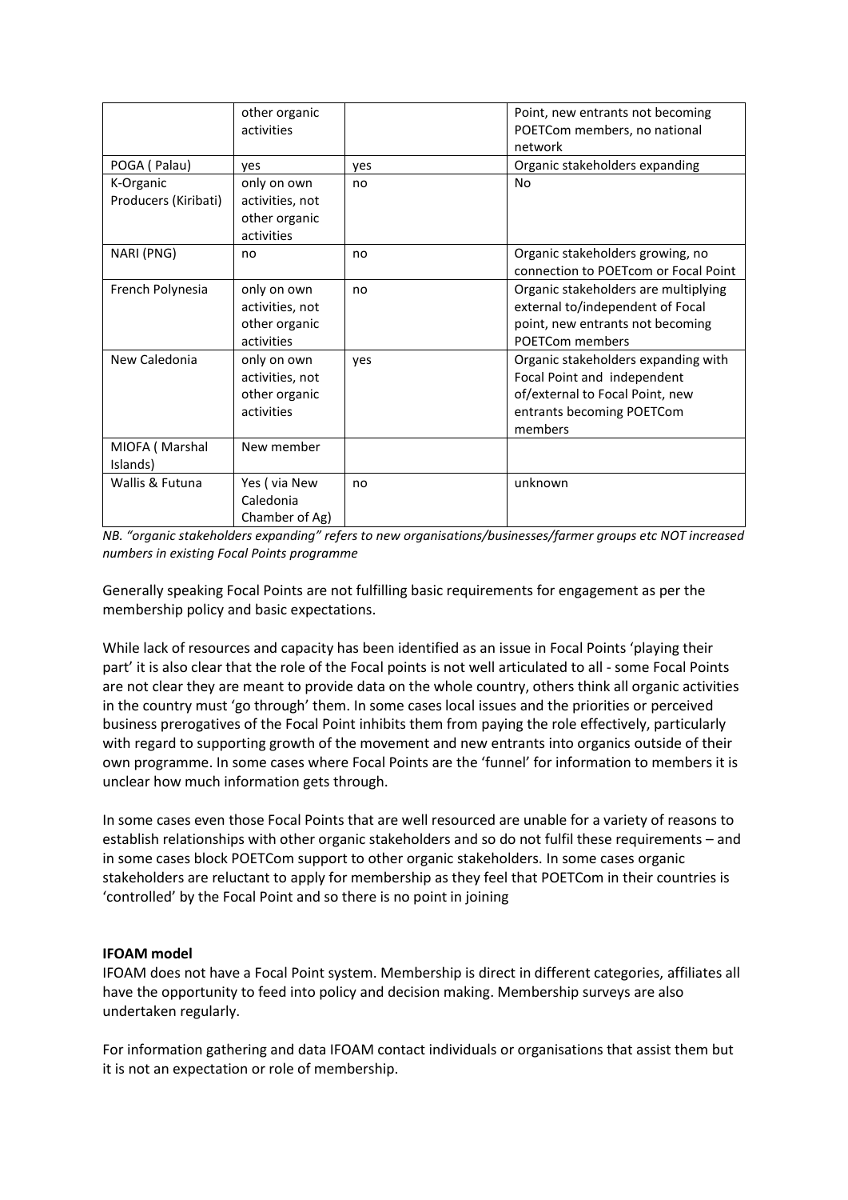|  | other organic activities |  | Point, new entrants not becoming POETCom members, no national network |
|---|---|---|---|
| POGA ( Palau) | yes | yes | Organic stakeholders expanding |
| K-Organic Producers (Kiribati) | only on own activities, not other organic activities | no | No |
| NARI (PNG) | no | no | Organic stakeholders growing, no connection to POETcom or Focal Point |
| French Polynesia | only on own activities, not other organic activities | no | Organic stakeholders are multiplying external to/independent of Focal point, new entrants not becoming POETCom members |
| New Caledonia | only on own activities, not other organic activities | yes | Organic stakeholders expanding with Focal Point and independent of/external to Focal Point, new entrants becoming POETCom members |
| MIOFA ( Marshal Islands) | New member |  |  |
| Wallis & Futuna | Yes ( via New Caledonia Chamber of Ag) | no | unknown |

*NB. "organic stakeholders expanding" refers to new organisations/businesses/farmer groups etc NOT increased numbers in existing Focal Points programme*

Generally speaking Focal Points are not fulfilling basic requirements for engagement as per the membership policy and basic expectations.

While lack of resources and capacity has been identified as an issue in Focal Points 'playing their part' it is also clear that the role of the Focal points is not well articulated to all - some Focal Points are not clear they are meant to provide data on the whole country, others think all organic activities in the country must 'go through' them. In some cases local issues and the priorities or perceived business prerogatives of the Focal Point inhibits them from paying the role effectively, particularly with regard to supporting growth of the movement and new entrants into organics outside of their own programme. In some cases where Focal Points are the 'funnel' for information to members it is unclear how much information gets through.

In some cases even those Focal Points that are well resourced are unable for a variety of reasons to establish relationships with other organic stakeholders and so do not fulfil these requirements – and in some cases block POETCom support to other organic stakeholders. In some cases organic stakeholders are reluctant to apply for membership as they feel that POETCom in their countries is 'controlled' by the Focal Point and so there is no point in joining

**IFOAM model**

IFOAM does not have a Focal Point system. Membership is direct in different categories, affiliates all have the opportunity to feed into policy and decision making. Membership surveys are also undertaken regularly.

For information gathering and data IFOAM contact individuals or organisations that assist them but it is not an expectation or role of membership.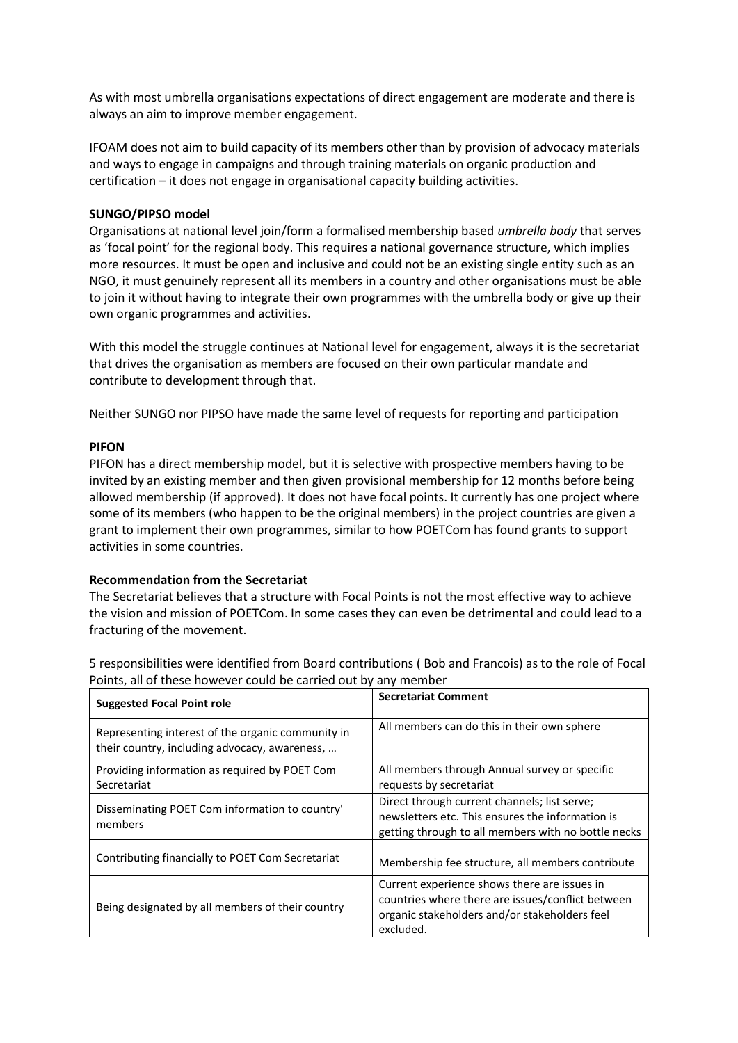As with most umbrella organisations expectations of direct engagement are moderate and there is always an aim to improve member engagement.

IFOAM does not aim to build capacity of its members other than by provision of advocacy materials and ways to engage in campaigns and through training materials on organic production and certification – it does not engage in organisational capacity building activities.

**SUNGO/PIPSO model**

Organisations at national level join/form a formalised membership based *umbrella body* that serves as 'focal point' for the regional body. This requires a national governance structure, which implies more resources. It must be open and inclusive and could not be an existing single entity such as an NGO, it must genuinely represent all its members in a country and other organisations must be able to join it without having to integrate their own programmes with the umbrella body or give up their own organic programmes and activities.

With this model the struggle continues at National level for engagement, always it is the secretariat that drives the organisation as members are focused on their own particular mandate and contribute to development through that.

Neither SUNGO nor PIPSO have made the same level of requests for reporting and participation

**PIFON**

PIFON has a direct membership model, but it is selective with prospective members having to be invited by an existing member and then given provisional membership for 12 months before being allowed membership (if approved). It does not have focal points. It currently has one project where some of its members (who happen to be the original members) in the project countries are given a grant to implement their own programmes, similar to how POETCom has found grants to support activities in some countries.

**Recommendation from the Secretariat**

The Secretariat believes that a structure with Focal Points is not the most effective way to achieve the vision and mission of POETCom. In some cases they can even be detrimental and could lead to a fracturing of the movement.

5 responsibilities were identified from Board contributions ( Bob and Francois) as to the role of Focal Points, all of these however could be carried out by any member

| Suggested Focal Point role | Secretariat Comment |
|---|---|
| Representing interest of the organic community in their country, including advocacy, awareness, … | All members can do this in their own sphere |
| Providing information as required by POET Com Secretariat | All members through Annual survey or specific requests by secretariat |
| Disseminating POET Com information to country' members | Direct through current channels; list serve; newsletters etc. This ensures the information is getting through to all members with no bottle necks |
| Contributing financially to POET Com Secretariat | Membership fee structure, all members contribute |
| Being designated by all members of their country | Current experience shows there are issues in countries where there are issues/conflict between organic stakeholders and/or stakeholders feel excluded. |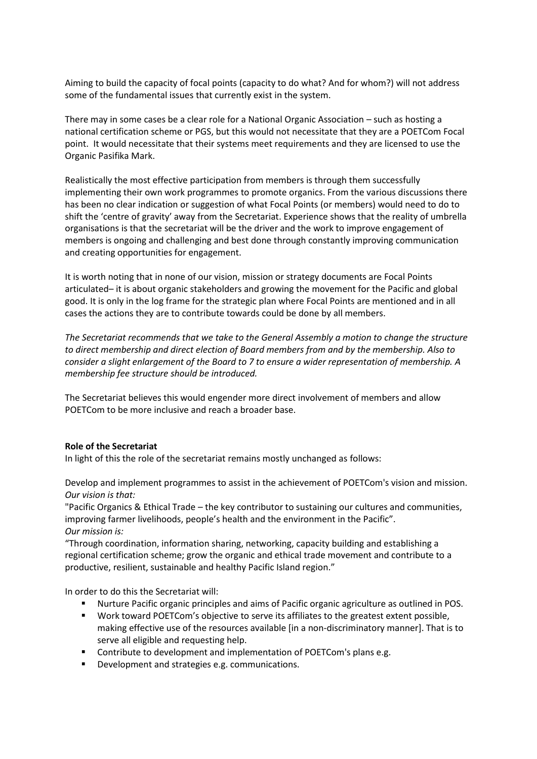Aiming to build the capacity of focal points (capacity to do what? And for whom?) will not address some of the fundamental issues that currently exist in the system.

There may in some cases be a clear role for a National Organic Association – such as hosting a national certification scheme or PGS, but this would not necessitate that they are a POETCom Focal point. It would necessitate that their systems meet requirements and they are licensed to use the Organic Pasifika Mark.

Realistically the most effective participation from members is through them successfully implementing their own work programmes to promote organics. From the various discussions there has been no clear indication or suggestion of what Focal Points (or members) would need to do to shift the 'centre of gravity' away from the Secretariat. Experience shows that the reality of umbrella organisations is that the secretariat will be the driver and the work to improve engagement of members is ongoing and challenging and best done through constantly improving communication and creating opportunities for engagement.

It is worth noting that in none of our vision, mission or strategy documents are Focal Points articulated– it is about organic stakeholders and growing the movement for the Pacific and global good. It is only in the log frame for the strategic plan where Focal Points are mentioned and in all cases the actions they are to contribute towards could be done by all members.

*The Secretariat recommends that we take to the General Assembly a motion to change the structure to direct membership and direct election of Board members from and by the membership. Also to consider a slight enlargement of the Board to 7 to ensure a wider representation of membership. A membership fee structure should be introduced.*

The Secretariat believes this would engender more direct involvement of members and allow POETCom to be more inclusive and reach a broader base.

**Role of the Secretariat**

In light of this the role of the secretariat remains mostly unchanged as follows:

Develop and implement programmes to assist in the achievement of POETCom's vision and mission.
*Our vision is that:*
"Pacific Organics & Ethical Trade – the key contributor to sustaining our cultures and communities, improving farmer livelihoods, people's health and the environment in the Pacific".
*Our mission is:*
"Through coordination, information sharing, networking, capacity building and establishing a regional certification scheme; grow the organic and ethical trade movement and contribute to a productive, resilient, sustainable and healthy Pacific Island region."

In order to do this the Secretariat will:

- Nurture Pacific organic principles and aims of Pacific organic agriculture as outlined in POS.
- Work toward POETCom's objective to serve its affiliates to the greatest extent possible, making effective use of the resources available [in a non-discriminatory manner]. That is to serve all eligible and requesting help.
- Contribute to development and implementation of POETCom's plans e.g.
- Development and strategies e.g. communications.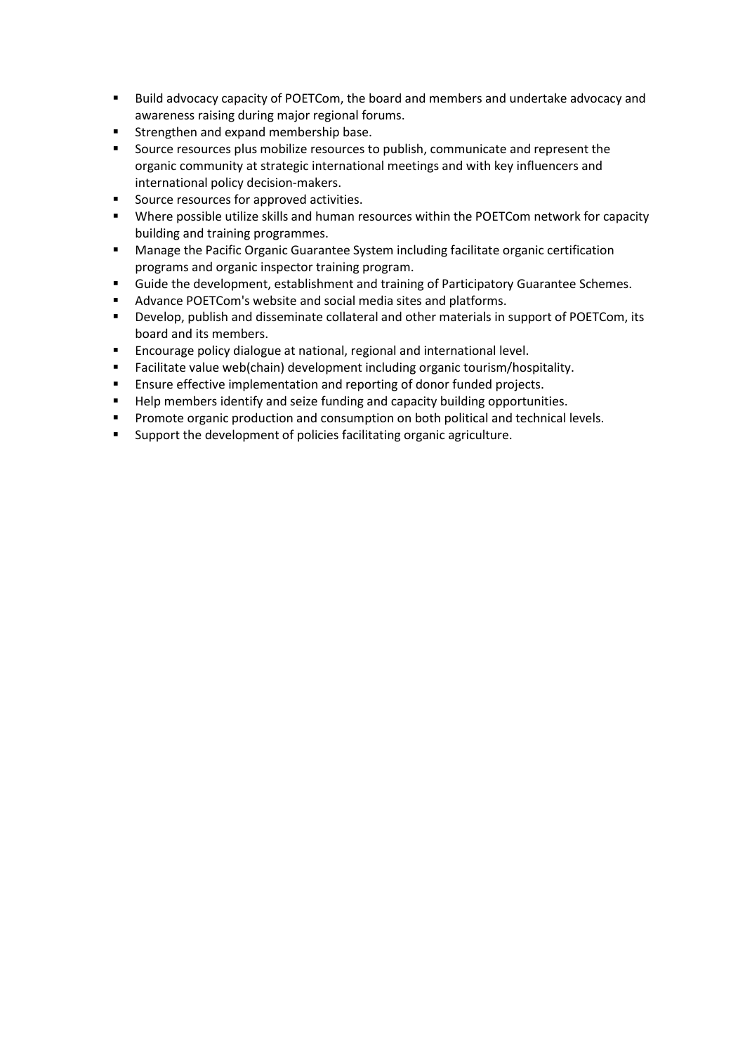- Build advocacy capacity of POETCom, the board and members and undertake advocacy and awareness raising during major regional forums.
- Strengthen and expand membership base.
- Source resources plus mobilize resources to publish, communicate and represent the organic community at strategic international meetings and with key influencers and international policy decision-makers.
- Source resources for approved activities.
- Where possible utilize skills and human resources within the POETCom network for capacity building and training programmes.
- Manage the Pacific Organic Guarantee System including facilitate organic certification programs and organic inspector training program.
- Guide the development, establishment and training of Participatory Guarantee Schemes.
- Advance POETCom's website and social media sites and platforms.
- Develop, publish and disseminate collateral and other materials in support of POETCom, its board and its members.
- Encourage policy dialogue at national, regional and international level.
- Facilitate value web(chain) development including organic tourism/hospitality.
- Ensure effective implementation and reporting of donor funded projects.
- Help members identify and seize funding and capacity building opportunities.
- Promote organic production and consumption on both political and technical levels.
- Support the development of policies facilitating organic agriculture.